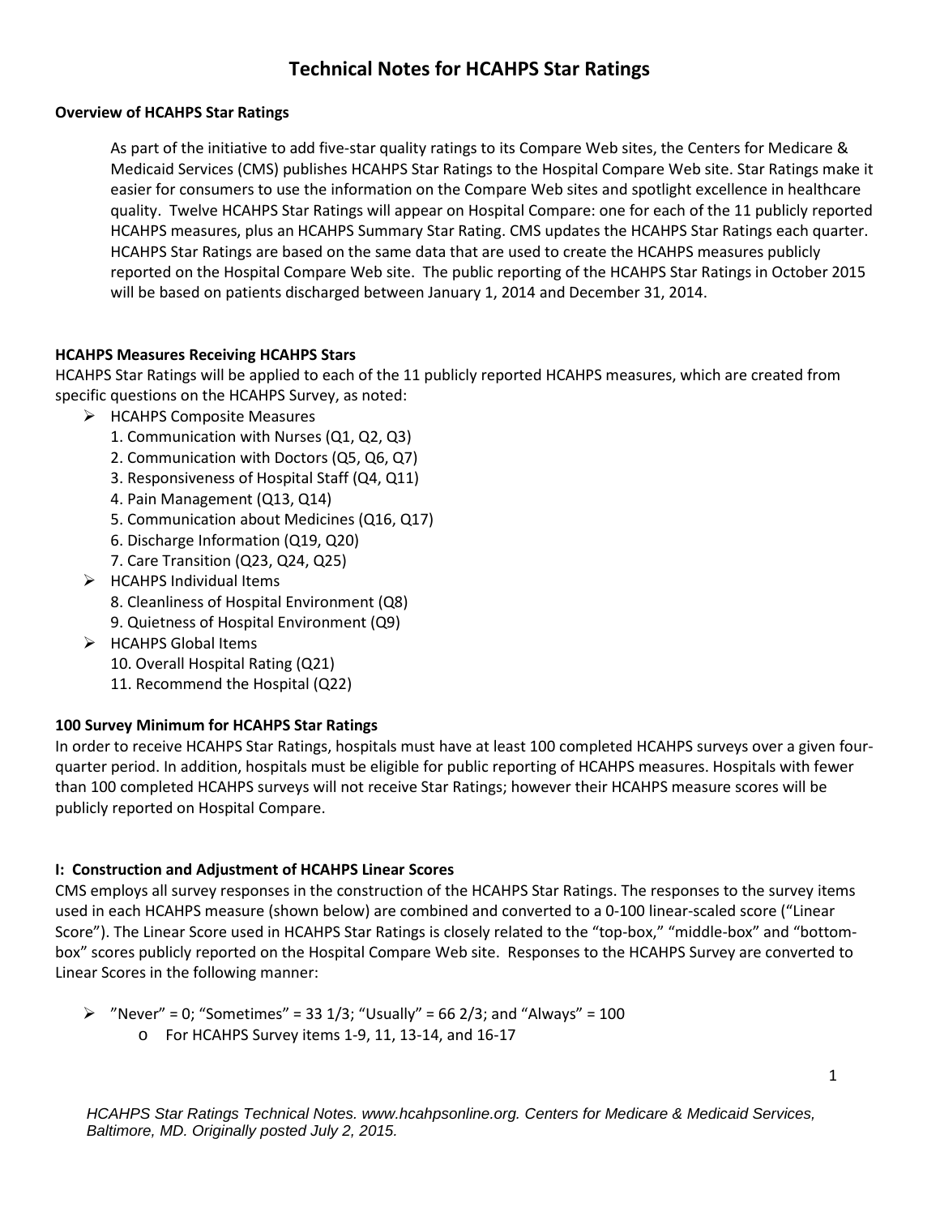# Technical Notes for HCAHPS Star Ratings

### Overview of HCAHPS Star Ratings

As part of the initiative to add five-star quality ratings to its Compare Web sites, the Centers for Medicare & Medicaid Services (CMS) publishes HCAHPS Star Ratings to the Hospital Compare Web site. Star Ratings make it easier for consumers to use the information on the Compare Web sites and spotlight excellence in healthcare quality. Twelve HCAHPS Star Ratings will appear on Hospital Compare: one for each of the 11 publicly reported HCAHPS measures, plus an HCAHPS Summary Star Rating. CMS updates the HCAHPS Star Ratings each quarter. HCAHPS Star Ratings are based on the same data that are used to create the HCAHPS measures publicly reported on the Hospital Compare Web site. The public reporting of the HCAHPS Star Ratings in October 2015 will be based on patients discharged between January 1, 2014 and December 31, 2014.

### HCAHPS Measures Receiving HCAHPS Stars

HCAHPS Star Ratings will be applied to each of the 11 publicly reported HCAHPS measures, which are created from specific questions on the HCAHPS Survey, as noted:

- HCAHPS Composite Measures
  1. Communication with Nurses (Q1, Q2, Q3)
  2. Communication with Doctors (Q5, Q6, Q7)
  3. Responsiveness of Hospital Staff (Q4, Q11)
  4. Pain Management (Q13, Q14)
  5. Communication about Medicines (Q16, Q17)
  6. Discharge Information (Q19, Q20)
  7. Care Transition (Q23, Q24, Q25)
- HCAHPS Individual Items
  8. Cleanliness of Hospital Environment (Q8)
  9. Quietness of Hospital Environment (Q9)
- HCAHPS Global Items
  10. Overall Hospital Rating (Q21)
  11. Recommend the Hospital (Q22)

### 100 Survey Minimum for HCAHPS Star Ratings

In order to receive HCAHPS Star Ratings, hospitals must have at least 100 completed HCAHPS surveys over a given four-quarter period. In addition, hospitals must be eligible for public reporting of HCAHPS measures. Hospitals with fewer than 100 completed HCAHPS surveys will not receive Star Ratings; however their HCAHPS measure scores will be publicly reported on Hospital Compare.

### I: Construction and Adjustment of HCAHPS Linear Scores

CMS employs all survey responses in the construction of the HCAHPS Star Ratings. The responses to the survey items used in each HCAHPS measure (shown below) are combined and converted to a 0-100 linear-scaled score ("Linear Score"). The Linear Score used in HCAHPS Star Ratings is closely related to the "top-box," "middle-box" and "bottom-box" scores publicly reported on the Hospital Compare Web site. Responses to the HCAHPS Survey are converted to Linear Scores in the following manner:

- "Never" = 0; "Sometimes" = 33 1/3; "Usually" = 66 2/3; and "Always" = 100
  - For HCAHPS Survey items 1-9, 11, 13-14, and 16-17

*HCAHPS Star Ratings Technical Notes. www.hcahpsonline.org. Centers for Medicare & Medicaid Services, Baltimore, MD. Originally posted July 2, 2015.*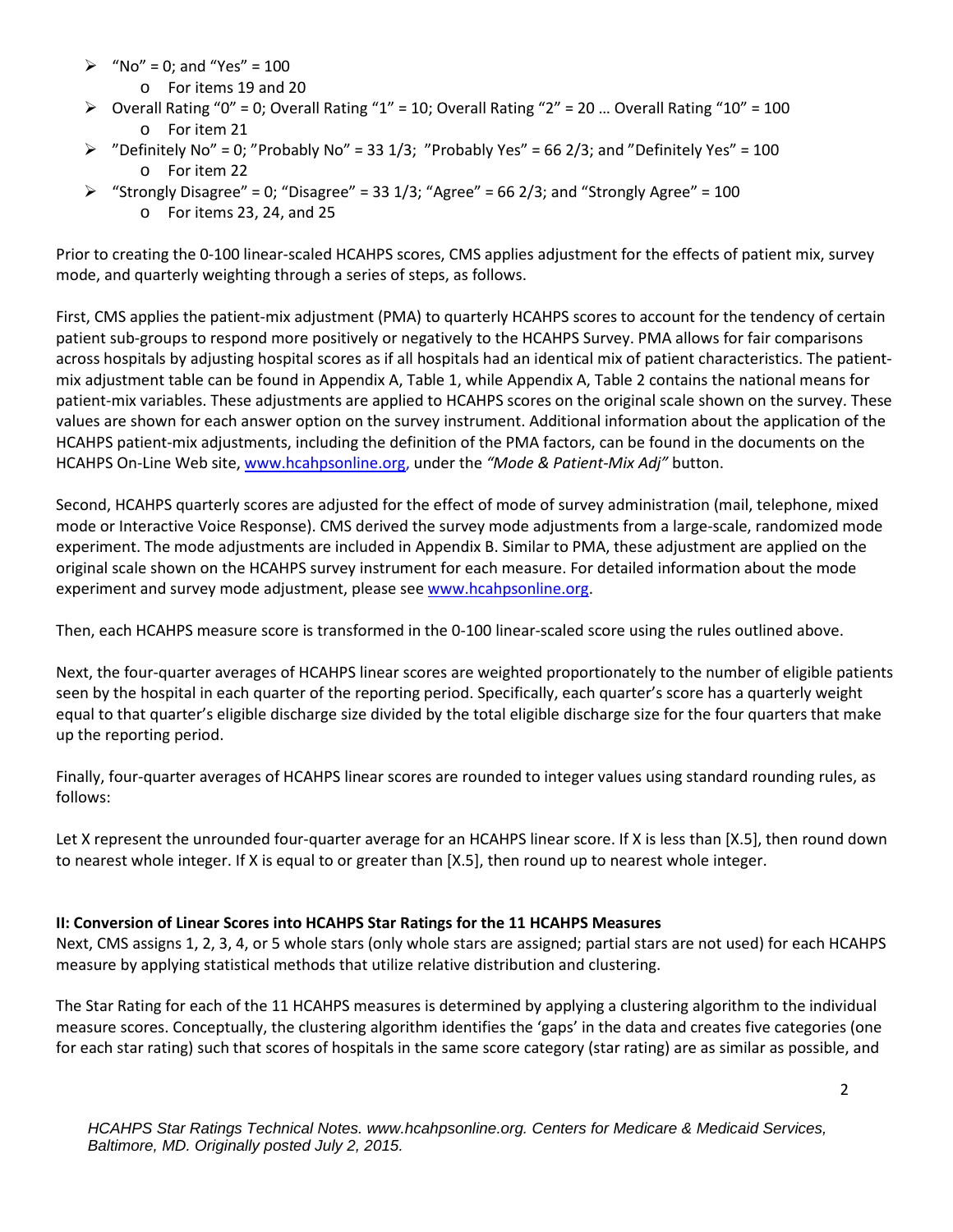- "No" = 0; and "Yes" = 100
  - For items 19 and 20
- Overall Rating "0" = 0; Overall Rating "1" = 10; Overall Rating "2" = 20 … Overall Rating "10" = 100
  - For item 21
- "Definitely No" = 0; "Probably No" = 33 1/3; "Probably Yes" = 66 2/3; and "Definitely Yes" = 100
  - For item 22
- "Strongly Disagree" = 0; "Disagree" = 33 1/3; "Agree" = 66 2/3; and "Strongly Agree" = 100
  - For items 23, 24, and 25

Prior to creating the 0-100 linear-scaled HCAHPS scores, CMS applies adjustment for the effects of patient mix, survey mode, and quarterly weighting through a series of steps, as follows.

First, CMS applies the patient-mix adjustment (PMA) to quarterly HCAHPS scores to account for the tendency of certain patient sub-groups to respond more positively or negatively to the HCAHPS Survey. PMA allows for fair comparisons across hospitals by adjusting hospital scores as if all hospitals had an identical mix of patient characteristics. The patient-mix adjustment table can be found in Appendix A, Table 1, while Appendix A, Table 2 contains the national means for patient-mix variables. These adjustments are applied to HCAHPS scores on the original scale shown on the survey. These values are shown for each answer option on the survey instrument. Additional information about the application of the HCAHPS patient-mix adjustments, including the definition of the PMA factors, can be found in the documents on the HCAHPS On-Line Web site, www.hcahpsonline.org, under the *"Mode & Patient-Mix Adj"* button.

Second, HCAHPS quarterly scores are adjusted for the effect of mode of survey administration (mail, telephone, mixed mode or Interactive Voice Response). CMS derived the survey mode adjustments from a large-scale, randomized mode experiment. The mode adjustments are included in Appendix B. Similar to PMA, these adjustment are applied on the original scale shown on the HCAHPS survey instrument for each measure. For detailed information about the mode experiment and survey mode adjustment, please see www.hcahpsonline.org.

Then, each HCAHPS measure score is transformed in the 0-100 linear-scaled score using the rules outlined above.

Next, the four-quarter averages of HCAHPS linear scores are weighted proportionately to the number of eligible patients seen by the hospital in each quarter of the reporting period. Specifically, each quarter's score has a quarterly weight equal to that quarter's eligible discharge size divided by the total eligible discharge size for the four quarters that make up the reporting period.

Finally, four-quarter averages of HCAHPS linear scores are rounded to integer values using standard rounding rules, as follows:

Let X represent the unrounded four-quarter average for an HCAHPS linear score. If X is less than [X.5], then round down to nearest whole integer. If X is equal to or greater than [X.5], then round up to nearest whole integer.

**II: Conversion of Linear Scores into HCAHPS Star Ratings for the 11 HCAHPS Measures**

Next, CMS assigns 1, 2, 3, 4, or 5 whole stars (only whole stars are assigned; partial stars are not used) for each HCAHPS measure by applying statistical methods that utilize relative distribution and clustering.

The Star Rating for each of the 11 HCAHPS measures is determined by applying a clustering algorithm to the individual measure scores. Conceptually, the clustering algorithm identifies the 'gaps' in the data and creates five categories (one for each star rating) such that scores of hospitals in the same score category (star rating) are as similar as possible, and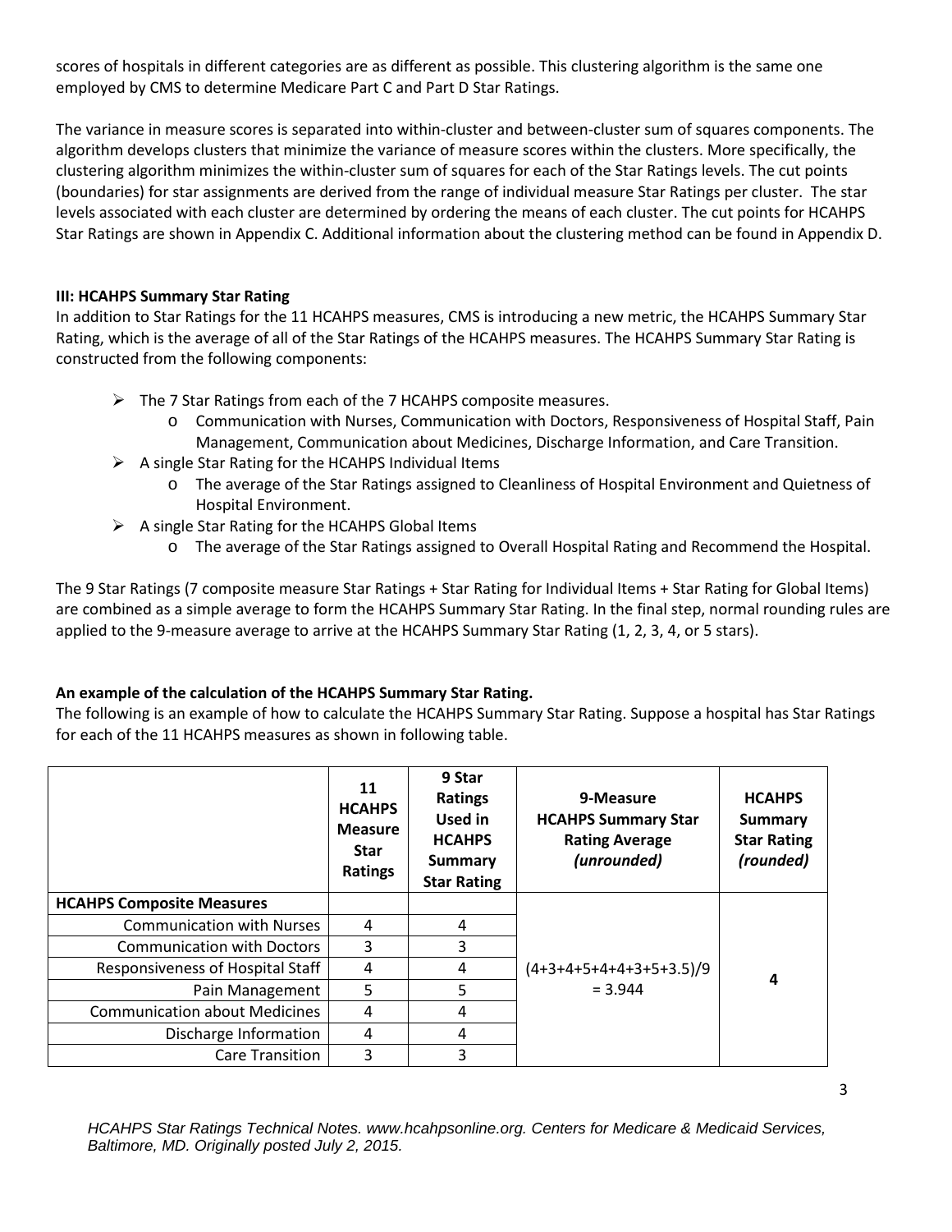scores of hospitals in different categories are as different as possible. This clustering algorithm is the same one employed by CMS to determine Medicare Part C and Part D Star Ratings.

The variance in measure scores is separated into within-cluster and between-cluster sum of squares components. The algorithm develops clusters that minimize the variance of measure scores within the clusters. More specifically, the clustering algorithm minimizes the within-cluster sum of squares for each of the Star Ratings levels. The cut points (boundaries) for star assignments are derived from the range of individual measure Star Ratings per cluster. The star levels associated with each cluster are determined by ordering the means of each cluster. The cut points for HCAHPS Star Ratings are shown in Appendix C. Additional information about the clustering method can be found in Appendix D.

### III: HCAHPS Summary Star Rating

In addition to Star Ratings for the 11 HCAHPS measures, CMS is introducing a new metric, the HCAHPS Summary Star Rating, which is the average of all of the Star Ratings of the HCAHPS measures. The HCAHPS Summary Star Rating is constructed from the following components:

- The 7 Star Ratings from each of the 7 HCAHPS composite measures.
  - Communication with Nurses, Communication with Doctors, Responsiveness of Hospital Staff, Pain Management, Communication about Medicines, Discharge Information, and Care Transition.
- A single Star Rating for the HCAHPS Individual Items
  - The average of the Star Ratings assigned to Cleanliness of Hospital Environment and Quietness of Hospital Environment.
- A single Star Rating for the HCAHPS Global Items
  - The average of the Star Ratings assigned to Overall Hospital Rating and Recommend the Hospital.

The 9 Star Ratings (7 composite measure Star Ratings + Star Rating for Individual Items + Star Rating for Global Items) are combined as a simple average to form the HCAHPS Summary Star Rating. In the final step, normal rounding rules are applied to the 9-measure average to arrive at the HCAHPS Summary Star Rating (1, 2, 3, 4, or 5 stars).

**An example of the calculation of the HCAHPS Summary Star Rating.**

The following is an example of how to calculate the HCAHPS Summary Star Rating. Suppose a hospital has Star Ratings for each of the 11 HCAHPS measures as shown in following table.

| | **11 HCAHPS Measure Star Ratings** | **9 Star Ratings Used in HCAHPS Summary Star Rating** | **9-Measure HCAHPS Summary Star Rating Average *(unrounded)*** | **HCAHPS Summary Star Rating *(rounded)*** |
|---|---|---|---|---|
| **HCAHPS Composite Measures** | | | | |
| Communication with Nurses | 4 | 4 | (4+3+4+5+4+4+3+5+3.5)/9 = 3.944 | **4** |
| Communication with Doctors | 3 | 3 | | |
| Responsiveness of Hospital Staff | 4 | 4 | | |
| Pain Management | 5 | 5 | | |
| Communication about Medicines | 4 | 4 | | |
| Discharge Information | 4 | 4 | | |
| Care Transition | 3 | 3 | | |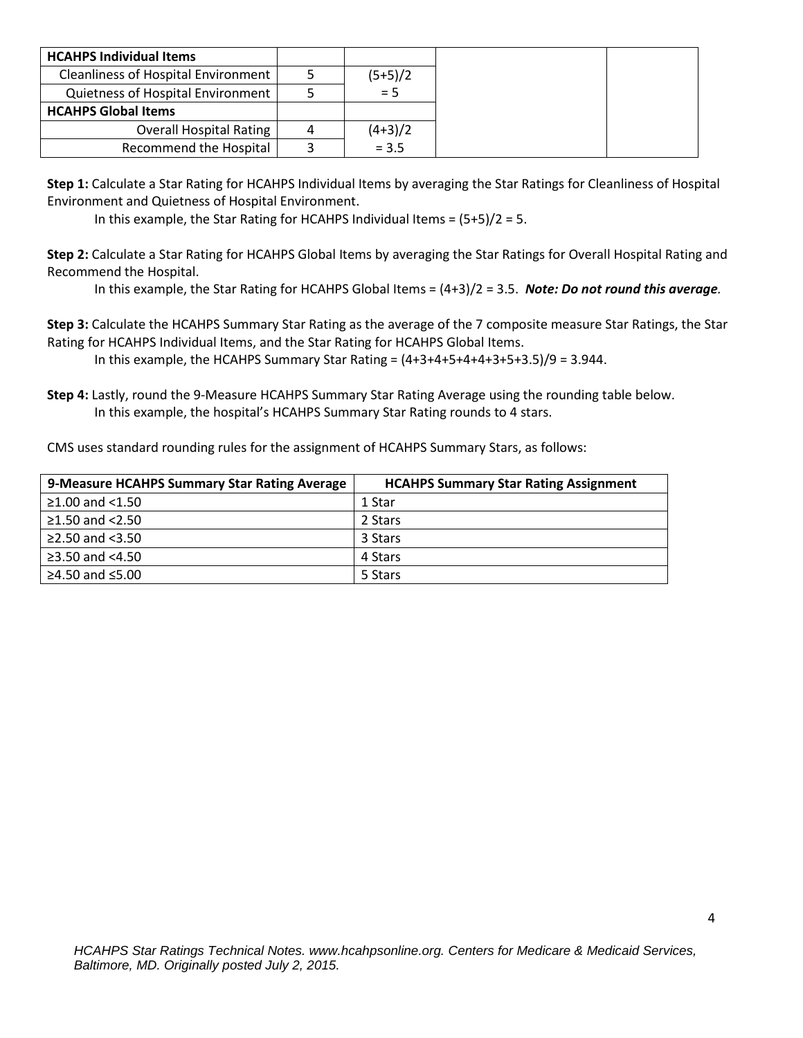| HCAHPS Individual Items | | | | |
|---|---|---|---|---|
| Cleanliness of Hospital Environment | 5 | (5+5)/2 | | |
| Quietness of Hospital Environment | 5 | = 5 | | |
| **HCAHPS Global Items** | | | | |
| Overall Hospital Rating | 4 | (4+3)/2 | | |
| Recommend the Hospital | 3 | = 3.5 | | |

**Step 1:** Calculate a Star Rating for HCAHPS Individual Items by averaging the Star Ratings for Cleanliness of Hospital Environment and Quietness of Hospital Environment.

In this example, the Star Rating for HCAHPS Individual Items = (5+5)/2 = 5.

**Step 2:** Calculate a Star Rating for HCAHPS Global Items by averaging the Star Ratings for Overall Hospital Rating and Recommend the Hospital.

In this example, the Star Rating for HCAHPS Global Items = (4+3)/2 = 3.5. ***Note: Do not round this average.***

**Step 3:** Calculate the HCAHPS Summary Star Rating as the average of the 7 composite measure Star Ratings, the Star Rating for HCAHPS Individual Items, and the Star Rating for HCAHPS Global Items.

In this example, the HCAHPS Summary Star Rating = (4+3+4+5+4+4+3+5+3.5)/9 = 3.944.

**Step 4:** Lastly, round the 9-Measure HCAHPS Summary Star Rating Average using the rounding table below.

In this example, the hospital's HCAHPS Summary Star Rating rounds to 4 stars.

CMS uses standard rounding rules for the assignment of HCAHPS Summary Stars, as follows:

| 9-Measure HCAHPS Summary Star Rating Average | HCAHPS Summary Star Rating Assignment |
|---|---|
| ≥1.00 and <1.50 | 1 Star |
| ≥1.50 and <2.50 | 2 Stars |
| ≥2.50 and <3.50 | 3 Stars |
| ≥3.50 and <4.50 | 4 Stars |
| ≥4.50 and ≤5.00 | 5 Stars |

*HCAHPS Star Ratings Technical Notes. www.hcahpsonline.org. Centers for Medicare & Medicaid Services, Baltimore, MD. Originally posted July 2, 2015.*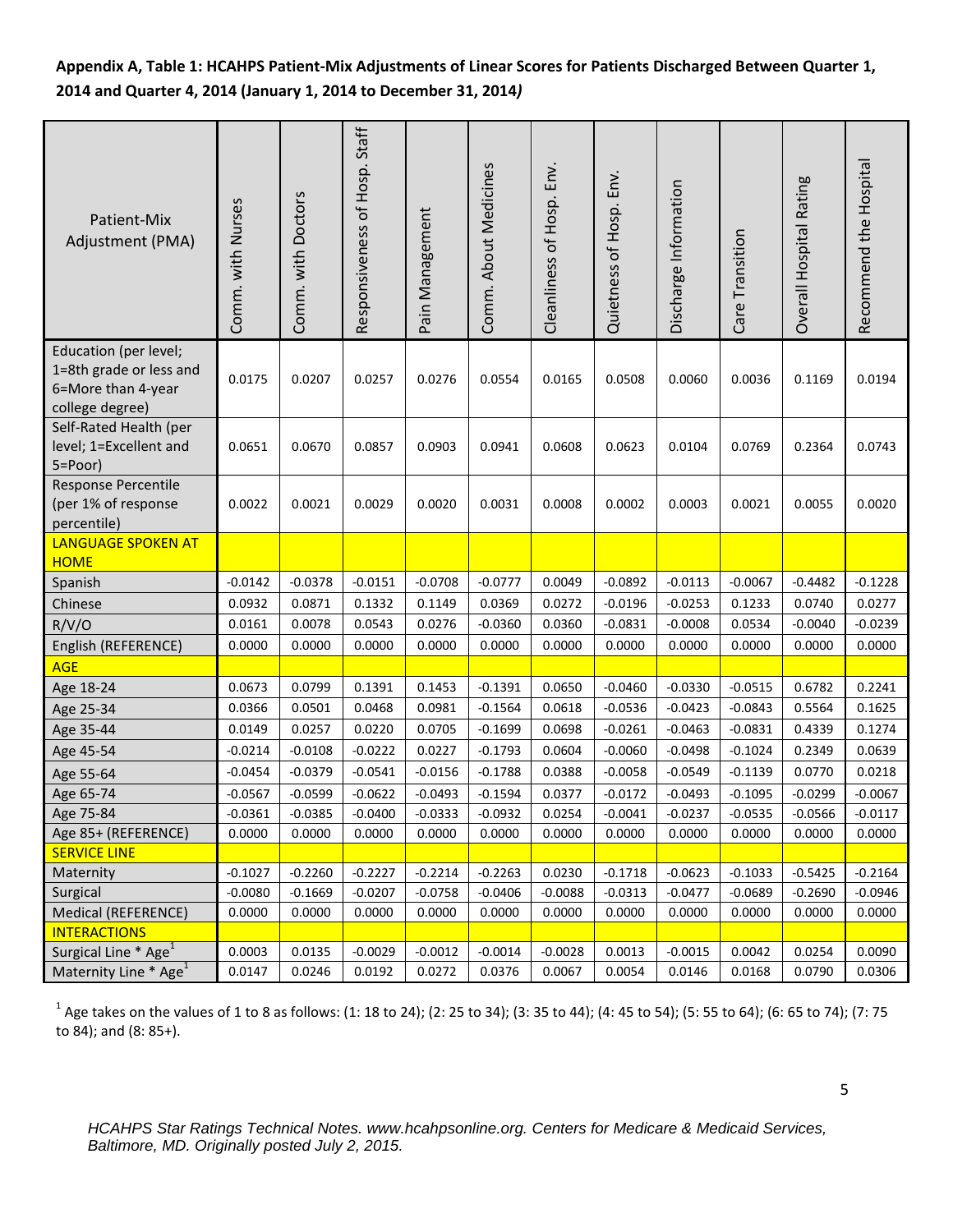**Appendix A, Table 1: HCAHPS Patient-Mix Adjustments of Linear Scores for Patients Discharged Between Quarter 1, 2014 and Quarter 4, 2014 (January 1, 2014 to December 31, 2014)**

| Patient-Mix Adjustment (PMA) | Comm. with Nurses | Comm. with Doctors | Responsiveness of Hosp. Staff | Pain Management | Comm. About Medicines | Cleanliness of Hosp. Env. | Quietness of Hosp. Env. | Discharge Information | Care Transition | Overall Hospital Rating | Recommend the Hospital |
|---|---|---|---|---|---|---|---|---|---|---|---|
| Education (per level; 1=8th grade or less and 6=More than 4-year college degree) | 0.0175 | 0.0207 | 0.0257 | 0.0276 | 0.0554 | 0.0165 | 0.0508 | 0.0060 | 0.0036 | 0.1169 | 0.0194 |
| Self-Rated Health (per level; 1=Excellent and 5=Poor) | 0.0651 | 0.0670 | 0.0857 | 0.0903 | 0.0941 | 0.0608 | 0.0623 | 0.0104 | 0.0769 | 0.2364 | 0.0743 |
| Response Percentile (per 1% of response percentile) | 0.0022 | 0.0021 | 0.0029 | 0.0020 | 0.0031 | 0.0008 | 0.0002 | 0.0003 | 0.0021 | 0.0055 | 0.0020 |
| LANGUAGE SPOKEN AT HOME | | | | | | | | | | | |
| Spanish | -0.0142 | -0.0378 | -0.0151 | -0.0708 | -0.0777 | 0.0049 | -0.0892 | -0.0113 | -0.0067 | -0.4482 | -0.1228 |
| Chinese | 0.0932 | 0.0871 | 0.1332 | 0.1149 | 0.0369 | 0.0272 | -0.0196 | -0.0253 | 0.1233 | 0.0740 | 0.0277 |
| R/V/O | 0.0161 | 0.0078 | 0.0543 | 0.0276 | -0.0360 | 0.0360 | -0.0831 | -0.0008 | 0.0534 | -0.0040 | -0.0239 |
| English (REFERENCE) | 0.0000 | 0.0000 | 0.0000 | 0.0000 | 0.0000 | 0.0000 | 0.0000 | 0.0000 | 0.0000 | 0.0000 | 0.0000 |
| AGE | | | | | | | | | | | |
| Age 18-24 | 0.0673 | 0.0799 | 0.1391 | 0.1453 | -0.1391 | 0.0650 | -0.0460 | -0.0330 | -0.0515 | 0.6782 | 0.2241 |
| Age 25-34 | 0.0366 | 0.0501 | 0.0468 | 0.0981 | -0.1564 | 0.0618 | -0.0536 | -0.0423 | -0.0843 | 0.5564 | 0.1625 |
| Age 35-44 | 0.0149 | 0.0257 | 0.0220 | 0.0705 | -0.1699 | 0.0698 | -0.0261 | -0.0463 | -0.0831 | 0.4339 | 0.1274 |
| Age 45-54 | -0.0214 | -0.0108 | -0.0222 | 0.0227 | -0.1793 | 0.0604 | -0.0060 | -0.0498 | -0.1024 | 0.2349 | 0.0639 |
| Age 55-64 | -0.0454 | -0.0379 | -0.0541 | -0.0156 | -0.1788 | 0.0388 | -0.0058 | -0.0549 | -0.1139 | 0.0770 | 0.0218 |
| Age 65-74 | -0.0567 | -0.0599 | -0.0622 | -0.0493 | -0.1594 | 0.0377 | -0.0172 | -0.0493 | -0.1095 | -0.0299 | -0.0067 |
| Age 75-84 | -0.0361 | -0.0385 | -0.0400 | -0.0333 | -0.0932 | 0.0254 | -0.0041 | -0.0237 | -0.0535 | -0.0566 | -0.0117 |
| Age 85+ (REFERENCE) | 0.0000 | 0.0000 | 0.0000 | 0.0000 | 0.0000 | 0.0000 | 0.0000 | 0.0000 | 0.0000 | 0.0000 | 0.0000 |
| SERVICE LINE | | | | | | | | | | | |
| Maternity | -0.1027 | -0.2260 | -0.2227 | -0.2214 | -0.2263 | 0.0230 | -0.1718 | -0.0623 | -0.1033 | -0.5425 | -0.2164 |
| Surgical | -0.0080 | -0.1669 | -0.0207 | -0.0758 | -0.0406 | -0.0088 | -0.0313 | -0.0477 | -0.0689 | -0.2690 | -0.0946 |
| Medical (REFERENCE) | 0.0000 | 0.0000 | 0.0000 | 0.0000 | 0.0000 | 0.0000 | 0.0000 | 0.0000 | 0.0000 | 0.0000 | 0.0000 |
| INTERACTIONS | | | | | | | | | | | |
| Surgical Line * Age[1] | 0.0003 | 0.0135 | -0.0029 | -0.0012 | -0.0014 | -0.0028 | 0.0013 | -0.0015 | 0.0042 | 0.0254 | 0.0090 |
| Maternity Line * Age[1] | 0.0147 | 0.0246 | 0.0192 | 0.0272 | 0.0376 | 0.0067 | 0.0054 | 0.0146 | 0.0168 | 0.0790 | 0.0306 |

[1] Age takes on the values of 1 to 8 as follows: (1: 18 to 24); (2: 25 to 34); (3: 35 to 44); (4: 45 to 54); (5: 55 to 64); (6: 65 to 74); (7: 75 to 84); and (8: 85+).

*HCAHPS Star Ratings Technical Notes. www.hcahpsonline.org. Centers for Medicare & Medicaid Services, Baltimore, MD. Originally posted July 2, 2015.*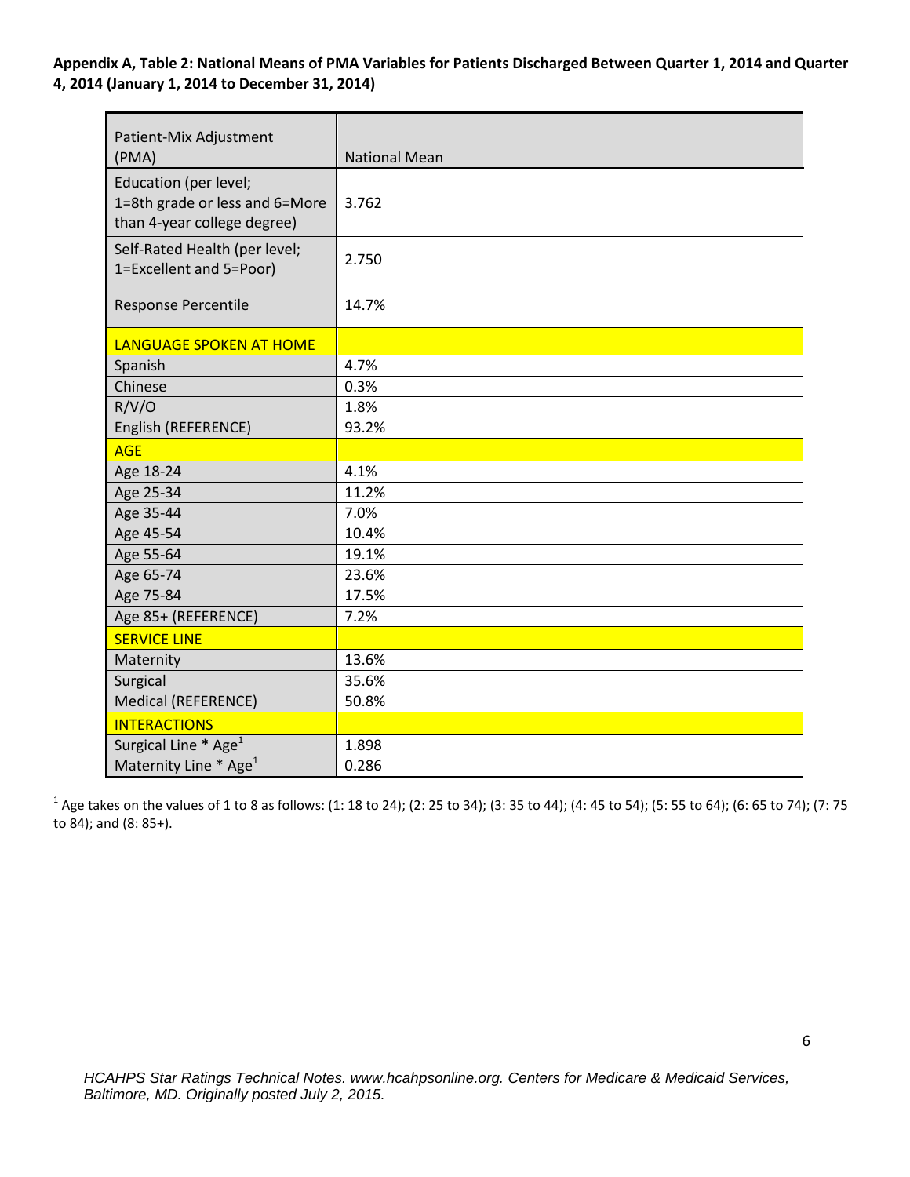**Appendix A, Table 2: National Means of PMA Variables for Patients Discharged Between Quarter 1, 2014 and Quarter 4, 2014 (January 1, 2014 to December 31, 2014)**

| Patient-Mix Adjustment (PMA) | National Mean |
|---|---|
| Education (per level; 1=8th grade or less and 6=More than 4-year college degree) | 3.762 |
| Self-Rated Health (per level; 1=Excellent and 5=Poor) | 2.750 |
| Response Percentile | 14.7% |
| LANGUAGE SPOKEN AT HOME | |
| Spanish | 4.7% |
| Chinese | 0.3% |
| R/V/O | 1.8% |
| English (REFERENCE) | 93.2% |
| AGE | |
| Age 18-24 | 4.1% |
| Age 25-34 | 11.2% |
| Age 35-44 | 7.0% |
| Age 45-54 | 10.4% |
| Age 55-64 | 19.1% |
| Age 65-74 | 23.6% |
| Age 75-84 | 17.5% |
| Age 85+ (REFERENCE) | 7.2% |
| SERVICE LINE | |
| Maternity | 13.6% |
| Surgical | 35.6% |
| Medical (REFERENCE) | 50.8% |
| INTERACTIONS | |
| Surgical Line * Age[1] | 1.898 |
| Maternity Line * Age[1] | 0.286 |

[1] Age takes on the values of 1 to 8 as follows: (1: 18 to 24); (2: 25 to 34); (3: 35 to 44); (4: 45 to 54); (5: 55 to 64); (6: 65 to 74); (7: 75 to 84); and (8: 85+).

*HCAHPS Star Ratings Technical Notes. www.hcahpsonline.org. Centers for Medicare & Medicaid Services, Baltimore, MD. Originally posted July 2, 2015.*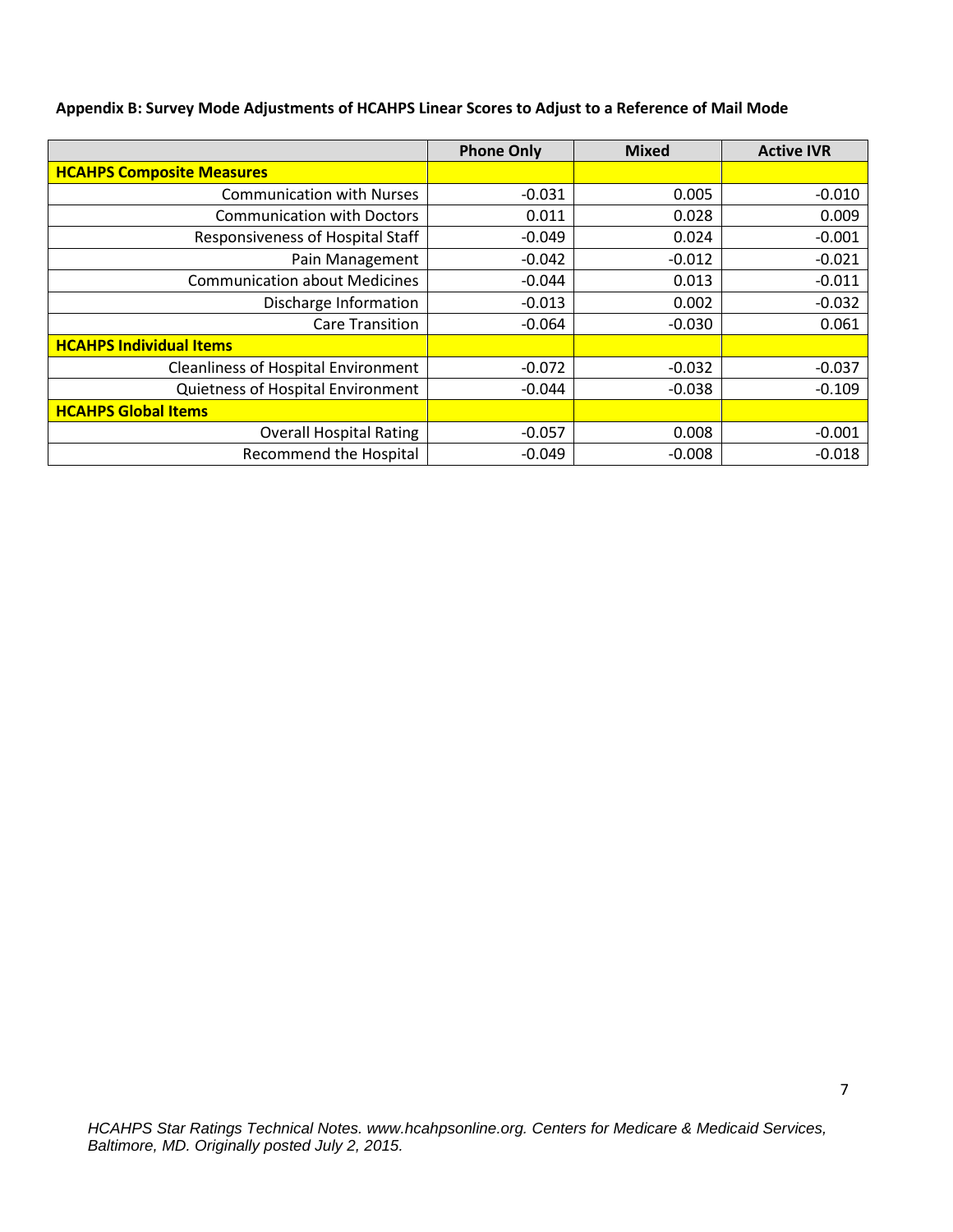**Appendix B: Survey Mode Adjustments of HCAHPS Linear Scores to Adjust to a Reference of Mail Mode**

| | Phone Only | Mixed | Active IVR |
|---|---|---|---|
| **HCAHPS Composite Measures** | | | |
| Communication with Nurses | -0.031 | 0.005 | -0.010 |
| Communication with Doctors | 0.011 | 0.028 | 0.009 |
| Responsiveness of Hospital Staff | -0.049 | 0.024 | -0.001 |
| Pain Management | -0.042 | -0.012 | -0.021 |
| Communication about Medicines | -0.044 | 0.013 | -0.011 |
| Discharge Information | -0.013 | 0.002 | -0.032 |
| Care Transition | -0.064 | -0.030 | 0.061 |
| **HCAHPS Individual Items** | | | |
| Cleanliness of Hospital Environment | -0.072 | -0.032 | -0.037 |
| Quietness of Hospital Environment | -0.044 | -0.038 | -0.109 |
| **HCAHPS Global Items** | | | |
| Overall Hospital Rating | -0.057 | 0.008 | -0.001 |
| Recommend the Hospital | -0.049 | -0.008 | -0.018 |

*HCAHPS Star Ratings Technical Notes. www.hcahpsonline.org. Centers for Medicare & Medicaid Services, Baltimore, MD. Originally posted July 2, 2015.*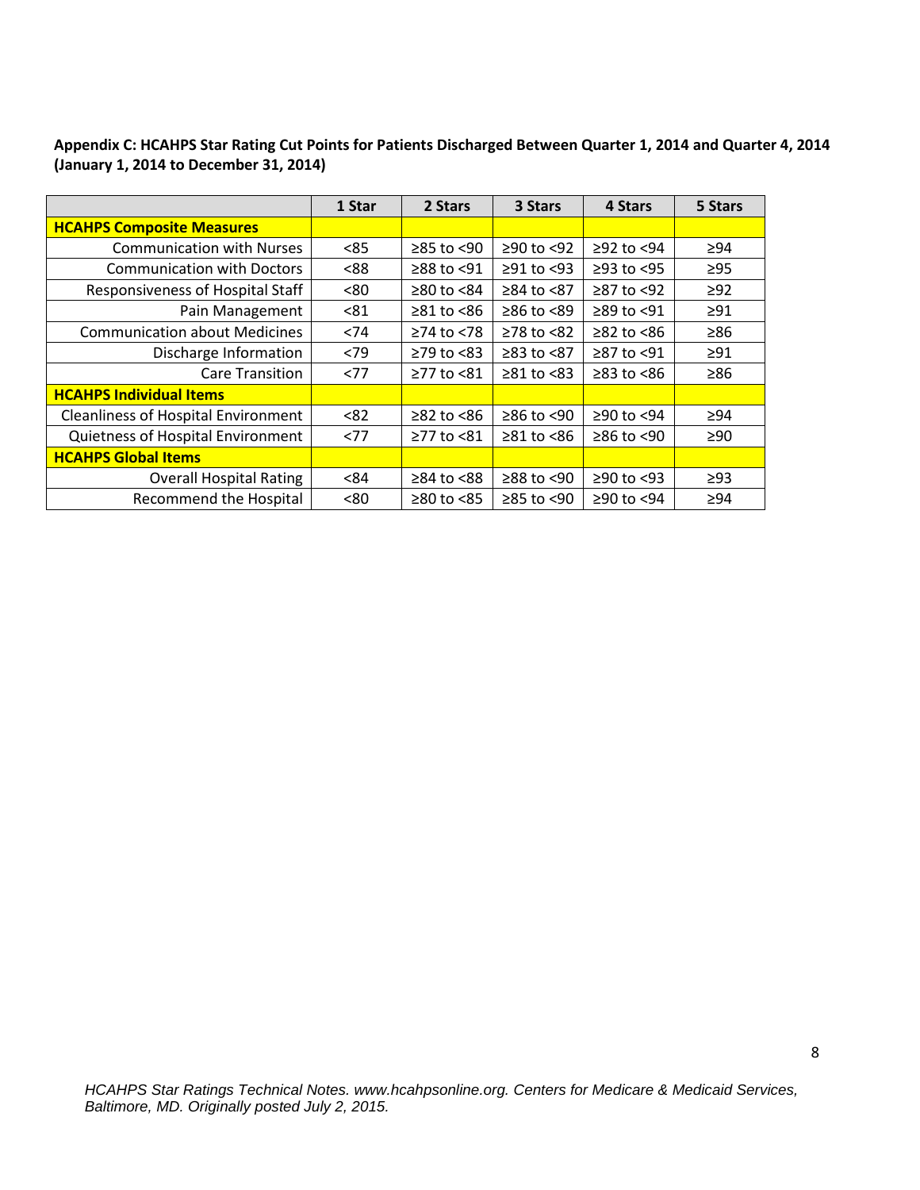**Appendix C: HCAHPS Star Rating Cut Points for Patients Discharged Between Quarter 1, 2014 and Quarter 4, 2014 (January 1, 2014 to December 31, 2014)**

| | 1 Star | 2 Stars | 3 Stars | 4 Stars | 5 Stars |
|---|---|---|---|---|---|
| **HCAHPS Composite Measures** | | | | | |
| Communication with Nurses | <85 | ≥85 to <90 | ≥90 to <92 | ≥92 to <94 | ≥94 |
| Communication with Doctors | <88 | ≥88 to <91 | ≥91 to <93 | ≥93 to <95 | ≥95 |
| Responsiveness of Hospital Staff | <80 | ≥80 to <84 | ≥84 to <87 | ≥87 to <92 | ≥92 |
| Pain Management | <81 | ≥81 to <86 | ≥86 to <89 | ≥89 to <91 | ≥91 |
| Communication about Medicines | <74 | ≥74 to <78 | ≥78 to <82 | ≥82 to <86 | ≥86 |
| Discharge Information | <79 | ≥79 to <83 | ≥83 to <87 | ≥87 to <91 | ≥91 |
| Care Transition | <77 | ≥77 to <81 | ≥81 to <83 | ≥83 to <86 | ≥86 |
| **HCAHPS Individual Items** | | | | | |
| Cleanliness of Hospital Environment | <82 | ≥82 to <86 | ≥86 to <90 | ≥90 to <94 | ≥94 |
| Quietness of Hospital Environment | <77 | ≥77 to <81 | ≥81 to <86 | ≥86 to <90 | ≥90 |
| **HCAHPS Global Items** | | | | | |
| Overall Hospital Rating | <84 | ≥84 to <88 | ≥88 to <90 | ≥90 to <93 | ≥93 |
| Recommend the Hospital | <80 | ≥80 to <85 | ≥85 to <90 | ≥90 to <94 | ≥94 |

*HCAHPS Star Ratings Technical Notes. www.hcahpsonline.org. Centers for Medicare & Medicaid Services, Baltimore, MD. Originally posted July 2, 2015.*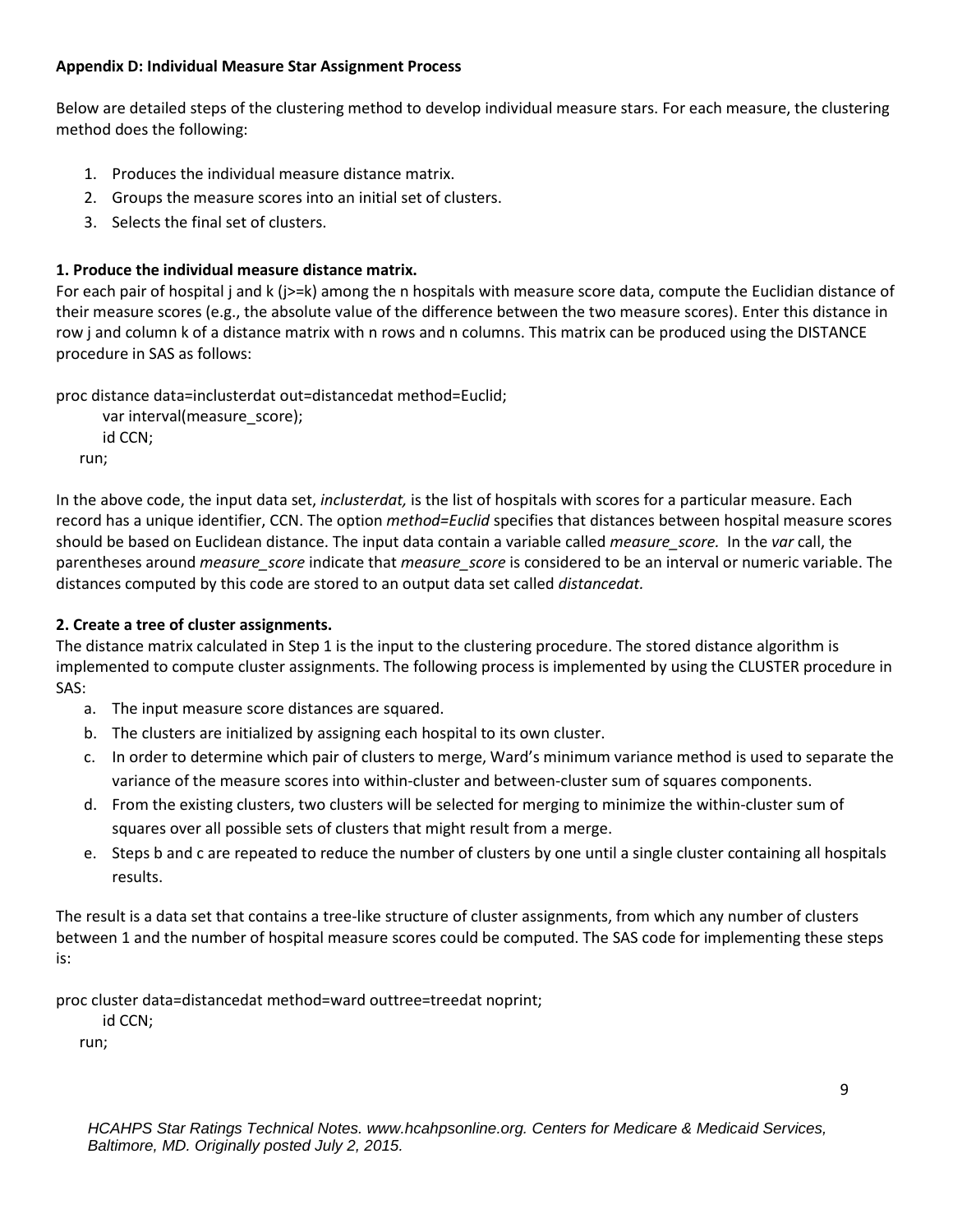**Appendix D: Individual Measure Star Assignment Process**

Below are detailed steps of the clustering method to develop individual measure stars. For each measure, the clustering method does the following:

1. Produces the individual measure distance matrix.
2. Groups the measure scores into an initial set of clusters.
3. Selects the final set of clusters.

**1. Produce the individual measure distance matrix.**

For each pair of hospital j and k (j>=k) among the n hospitals with measure score data, compute the Euclidian distance of their measure scores (e.g., the absolute value of the difference between the two measure scores). Enter this distance in row j and column k of a distance matrix with n rows and n columns. This matrix can be produced using the DISTANCE procedure in SAS as follows:

```
proc distance data=inclusterdat out=distancedat method=Euclid;
    var interval(measure_score);
    id CCN;
run;
```

In the above code, the input data set, *inclusterdat,* is the list of hospitals with scores for a particular measure. Each record has a unique identifier, CCN. The option *method=Euclid* specifies that distances between hospital measure scores should be based on Euclidean distance. The input data contain a variable called *measure_score.* In the *var* call, the parentheses around *measure_score* indicate that *measure_score* is considered to be an interval or numeric variable. The distances computed by this code are stored to an output data set called *distancedat.*

**2. Create a tree of cluster assignments.**

The distance matrix calculated in Step 1 is the input to the clustering procedure. The stored distance algorithm is implemented to compute cluster assignments. The following process is implemented by using the CLUSTER procedure in SAS:

a. The input measure score distances are squared.
b. The clusters are initialized by assigning each hospital to its own cluster.
c. In order to determine which pair of clusters to merge, Ward's minimum variance method is used to separate the variance of the measure scores into within-cluster and between-cluster sum of squares components.
d. From the existing clusters, two clusters will be selected for merging to minimize the within-cluster sum of squares over all possible sets of clusters that might result from a merge.
e. Steps b and c are repeated to reduce the number of clusters by one until a single cluster containing all hospitals results.

The result is a data set that contains a tree-like structure of cluster assignments, from which any number of clusters between 1 and the number of hospital measure scores could be computed. The SAS code for implementing these steps is:

```
proc cluster data=distancedat method=ward outtree=treedat noprint;
    id CCN;
run;
```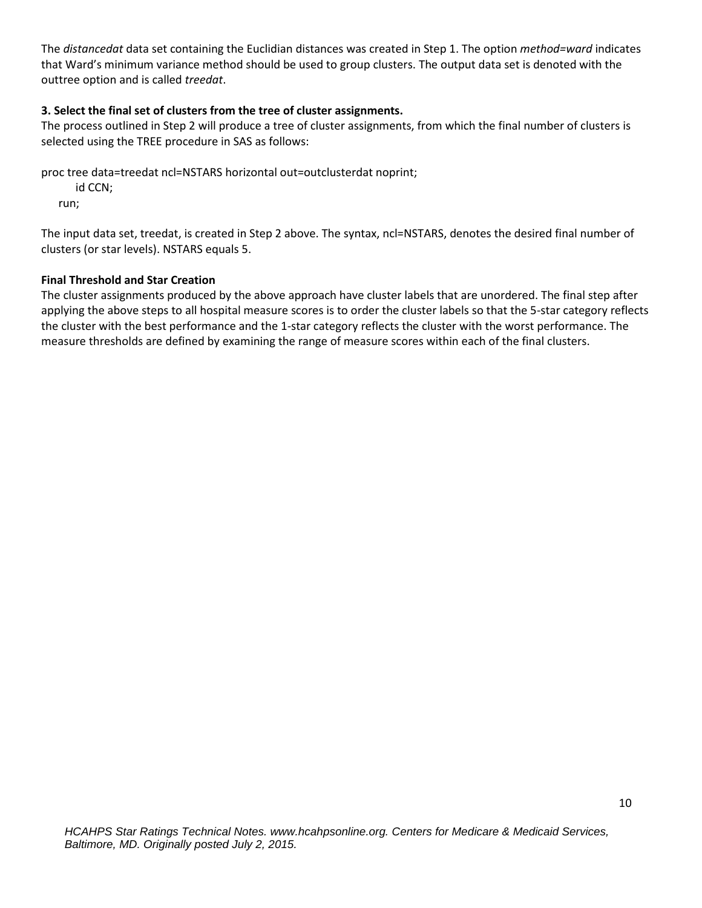The *distancedat* data set containing the Euclidian distances was created in Step 1. The option *method=ward* indicates that Ward's minimum variance method should be used to group clusters. The output data set is denoted with the outtree option and is called *treedat*.

**3. Select the final set of clusters from the tree of cluster assignments.**

The process outlined in Step 2 will produce a tree of cluster assignments, from which the final number of clusters is selected using the TREE procedure in SAS as follows:

```
proc tree data=treedat ncl=NSTARS horizontal out=outclusterdat noprint;
      id CCN;
   run;
```

The input data set, treedat, is created in Step 2 above. The syntax, ncl=NSTARS, denotes the desired final number of clusters (or star levels). NSTARS equals 5.

**Final Threshold and Star Creation**

The cluster assignments produced by the above approach have cluster labels that are unordered. The final step after applying the above steps to all hospital measure scores is to order the cluster labels so that the 5-star category reflects the cluster with the best performance and the 1-star category reflects the cluster with the worst performance. The measure thresholds are defined by examining the range of measure scores within each of the final clusters.

*HCAHPS Star Ratings Technical Notes. www.hcahpsonline.org. Centers for Medicare & Medicaid Services, Baltimore, MD. Originally posted July 2, 2015.*